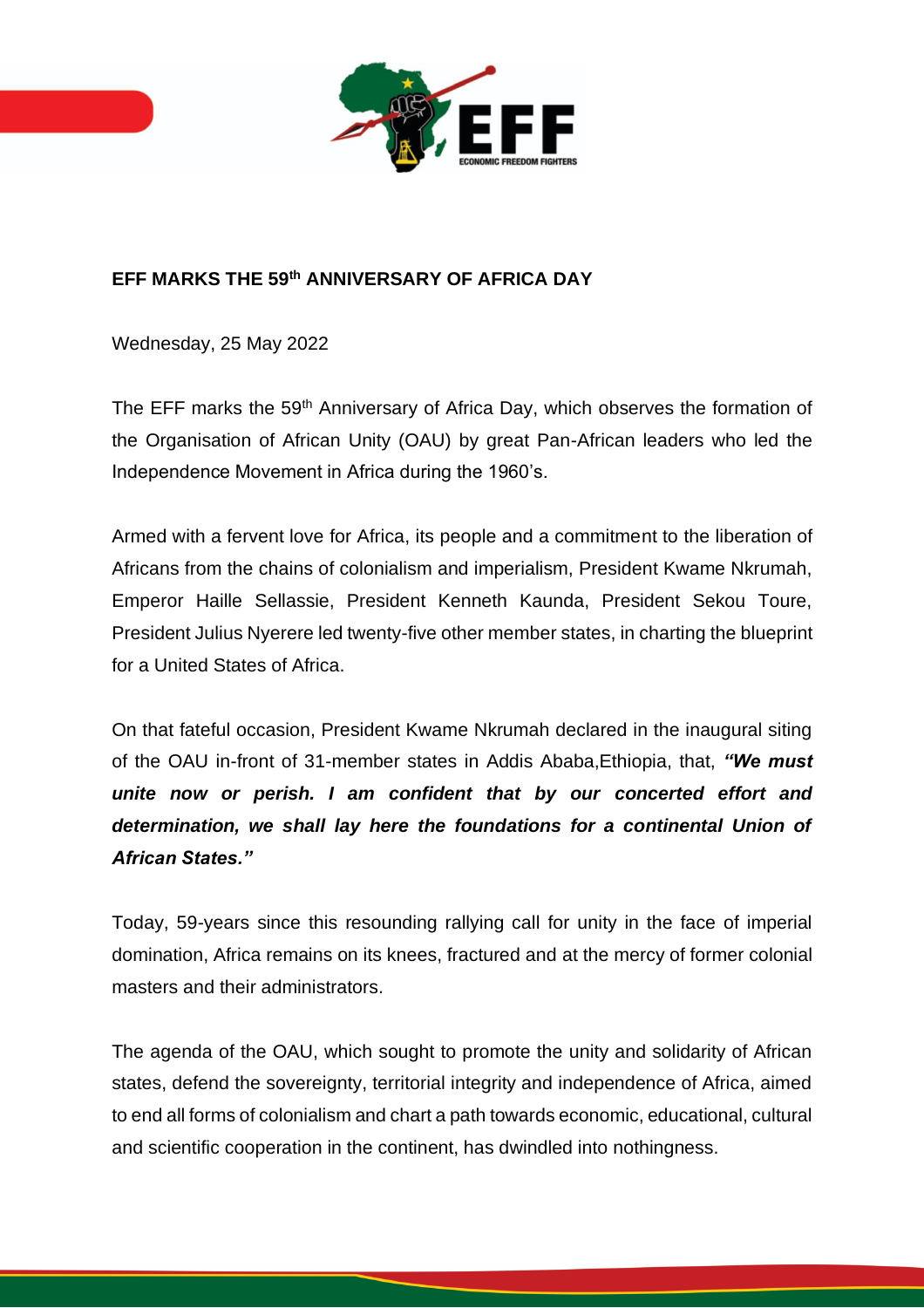**EFF MARKS THE 59th ANNIVERSARY OF AFRICA DAY**

Wednesday, 25 May 2022

The EFF marks the 59th Anniversary of Africa Day, which observes the formation of the Organisation of African Unity (OAU) by great Pan-African leaders who led the Independence Movement in Africa during the 1960's.

Armed with a fervent love for Africa, its people and a commitment to the liberation of Africans from the chains of colonialism and imperialism, President Kwame Nkrumah, Emperor Haille Sellassie, President Kenneth Kaunda, President Sekou Toure, President Julius Nyerere led twenty-five other member states, in charting the blueprint for a United States of Africa.

On that fateful occasion, President Kwame Nkrumah declared in the inaugural siting of the OAU in-front of 31-member states in Addis Ababa,Ethiopia, that, ***"We must unite now or perish. I am confident that by our concerted effort and determination, we shall lay here the foundations for a continental Union of African States."***

Today, 59-years since this resounding rallying call for unity in the face of imperial domination, Africa remains on its knees, fractured and at the mercy of former colonial masters and their administrators.

The agenda of the OAU, which sought to promote the unity and solidarity of African states, defend the sovereignty, territorial integrity and independence of Africa, aimed to end all forms of colonialism and chart a path towards economic, educational, cultural and scientific cooperation in the continent, has dwindled into nothingness.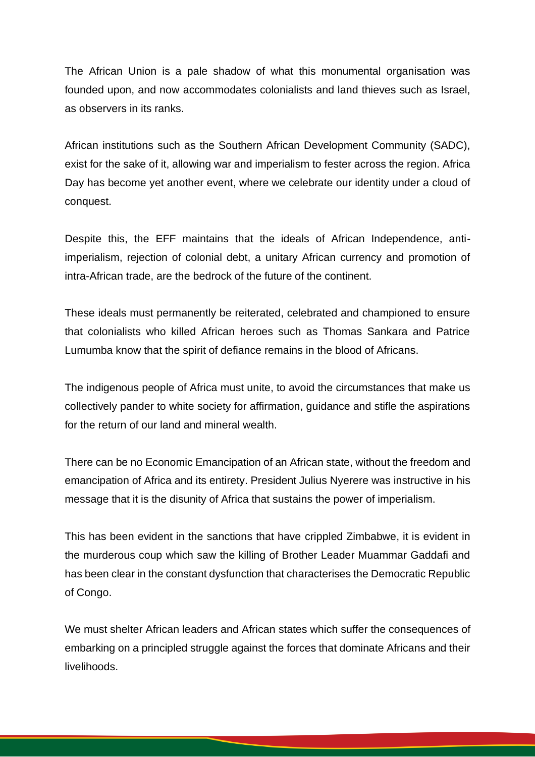The African Union is a pale shadow of what this monumental organisation was founded upon, and now accommodates colonialists and land thieves such as Israel, as observers in its ranks.

African institutions such as the Southern African Development Community (SADC), exist for the sake of it, allowing war and imperialism to fester across the region. Africa Day has become yet another event, where we celebrate our identity under a cloud of conquest.

Despite this, the EFF maintains that the ideals of African Independence, anti-imperialism, rejection of colonial debt, a unitary African currency and promotion of intra-African trade, are the bedrock of the future of the continent.

These ideals must permanently be reiterated, celebrated and championed to ensure that colonialists who killed African heroes such as Thomas Sankara and Patrice Lumumba know that the spirit of defiance remains in the blood of Africans.

The indigenous people of Africa must unite, to avoid the circumstances that make us collectively pander to white society for affirmation, guidance and stifle the aspirations for the return of our land and mineral wealth.

There can be no Economic Emancipation of an African state, without the freedom and emancipation of Africa and its entirety. President Julius Nyerere was instructive in his message that it is the disunity of Africa that sustains the power of imperialism.

This has been evident in the sanctions that have crippled Zimbabwe, it is evident in the murderous coup which saw the killing of Brother Leader Muammar Gaddafi and has been clear in the constant dysfunction that characterises the Democratic Republic of Congo.

We must shelter African leaders and African states which suffer the consequences of embarking on a principled struggle against the forces that dominate Africans and their livelihoods.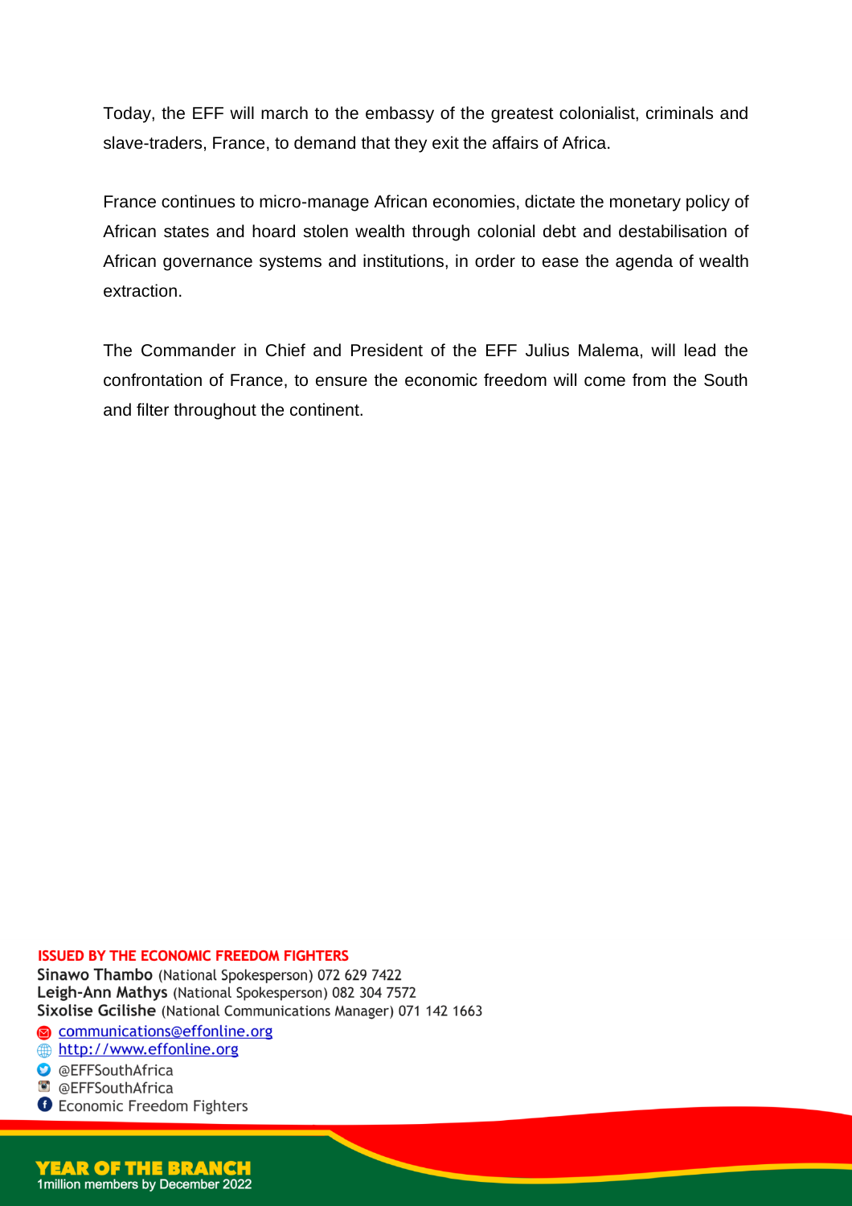Today, the EFF will march to the embassy of the greatest colonialist, criminals and slave-traders, France, to demand that they exit the affairs of Africa.

France continues to micro-manage African economies, dictate the monetary policy of African states and hoard stolen wealth through colonial debt and destabilisation of African governance systems and institutions, in order to ease the agenda of wealth extraction.

The Commander in Chief and President of the EFF Julius Malema, will lead the confrontation of France, to ensure the economic freedom will come from the South and filter throughout the continent.

**ISSUED BY THE ECONOMIC FREEDOM FIGHTERS**

**Sinawo Thambo** (National Spokesperson) 072 629 7422

**Leigh-Ann Mathys** (National Spokesperson) 082 304 7572

**Sixolise Gcilishe** (National Communications Manager) 071 142 1663

communications@effonline.org

http://www.effonline.org

@EFFSouthAfrica

@EFFSouthAfrica

Economic Freedom Fighters

**YEAR OF THE BRANCH**

1million members by December 2022